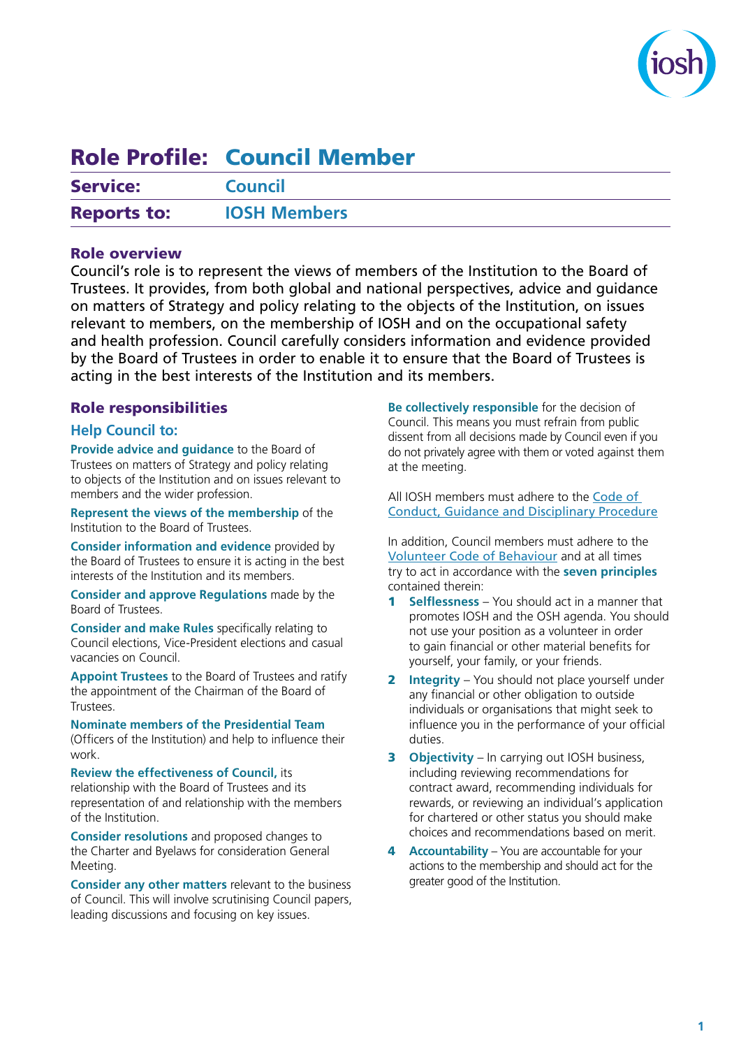# Role Profile: Council Member

| | |
|---|---|
| **Service:** | **Council** |
| **Reports to:** | **IOSH Members** |

## Role overview

Council's role is to represent the views of members of the Institution to the Board of Trustees. It provides, from both global and national perspectives, advice and guidance on matters of Strategy and policy relating to the objects of the Institution, on issues relevant to members, on the membership of IOSH and on the occupational safety and health profession. Council carefully considers information and evidence provided by the Board of Trustees in order to enable it to ensure that the Board of Trustees is acting in the best interests of the Institution and its members.

## Role responsibilities

### Help Council to:

**Provide advice and guidance** to the Board of Trustees on matters of Strategy and policy relating to objects of the Institution and on issues relevant to members and the wider profession.

**Represent the views of the membership** of the Institution to the Board of Trustees.

**Consider information and evidence** provided by the Board of Trustees to ensure it is acting in the best interests of the Institution and its members.

**Consider and approve Regulations** made by the Board of Trustees.

**Consider and make Rules** specifically relating to Council elections, Vice-President elections and casual vacancies on Council.

**Appoint Trustees** to the Board of Trustees and ratify the appointment of the Chairman of the Board of Trustees.

**Nominate members of the Presidential Team** (Officers of the Institution) and help to influence their work.

**Review the effectiveness of Council,** its relationship with the Board of Trustees and its representation of and relationship with the members of the Institution.

**Consider resolutions** and proposed changes to the Charter and Byelaws for consideration General Meeting.

**Consider any other matters** relevant to the business of Council. This will involve scrutinising Council papers, leading discussions and focusing on key issues.

**Be collectively responsible** for the decision of Council. This means you must refrain from public dissent from all decisions made by Council even if you do not privately agree with them or voted against them at the meeting.

All IOSH members must adhere to the Code of Conduct, Guidance and Disciplinary Procedure

In addition, Council members must adhere to the Volunteer Code of Behaviour and at all times try to act in accordance with the **seven principles** contained therein:

1. **Selflessness** – You should act in a manner that promotes IOSH and the OSH agenda. You should not use your position as a volunteer in order to gain financial or other material benefits for yourself, your family, or your friends.
2. **Integrity** – You should not place yourself under any financial or other obligation to outside individuals or organisations that might seek to influence you in the performance of your official duties.
3. **Objectivity** – In carrying out IOSH business, including reviewing recommendations for contract award, recommending individuals for rewards, or reviewing an individual's application for chartered or other status you should make choices and recommendations based on merit.
4. **Accountability** – You are accountable for your actions to the membership and should act for the greater good of the Institution.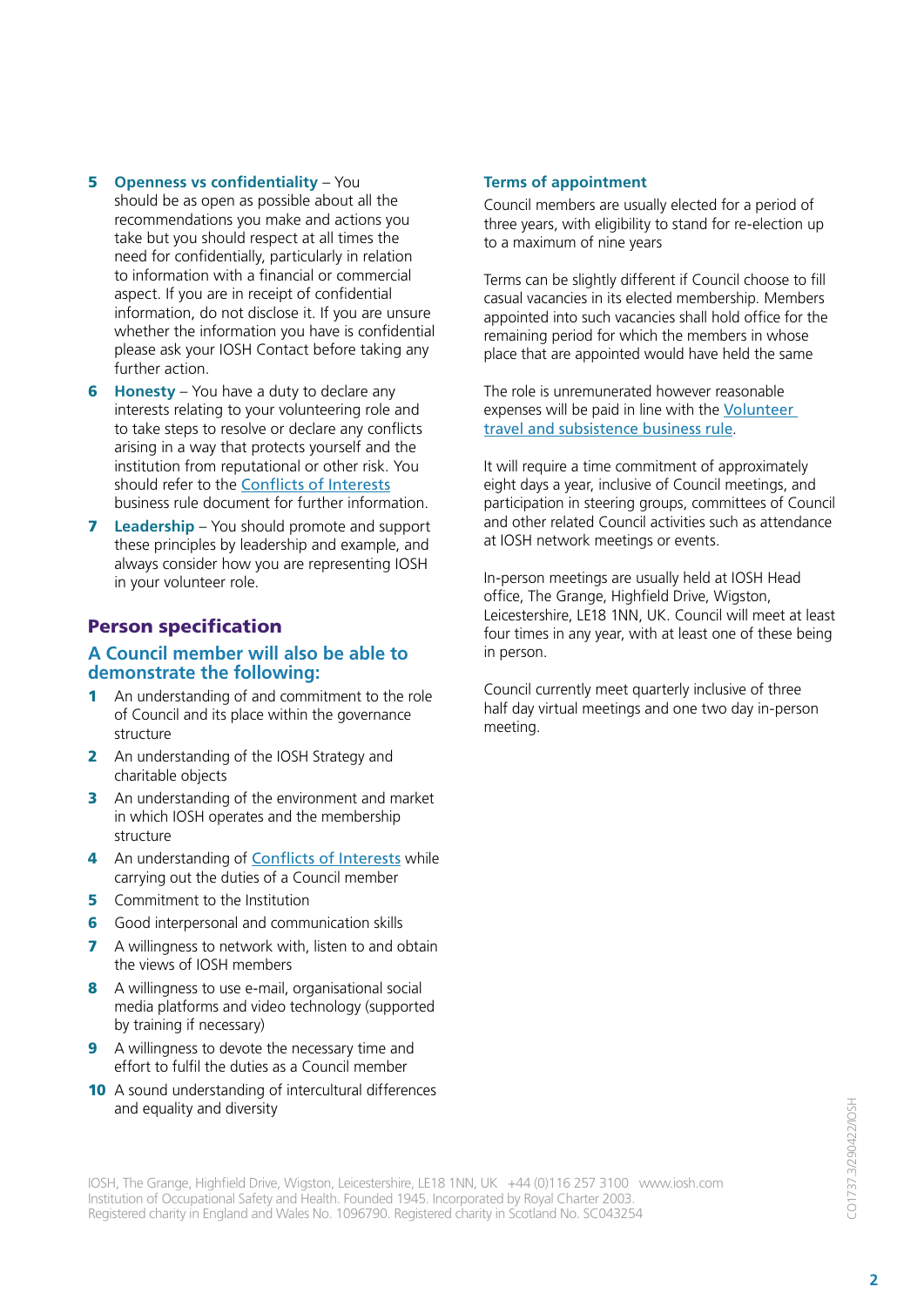5. **Openness vs confidentiality** – You should be as open as possible about all the recommendations you make and actions you take but you should respect at all times the need for confidentially, particularly in relation to information with a financial or commercial aspect. If you are in receipt of confidential information, do not disclose it. If you are unsure whether the information you have is confidential please ask your IOSH Contact before taking any further action.
6. **Honesty** – You have a duty to declare any interests relating to your volunteering role and to take steps to resolve or declare any conflicts arising in a way that protects yourself and the institution from reputational or other risk. You should refer to the Conflicts of Interests business rule document for further information.
7. **Leadership** – You should promote and support these principles by leadership and example, and always consider how you are representing IOSH in your volunteer role.

## Person specification

### A Council member will also be able to demonstrate the following:

1. An understanding of and commitment to the role of Council and its place within the governance structure
2. An understanding of the IOSH Strategy and charitable objects
3. An understanding of the environment and market in which IOSH operates and the membership structure
4. An understanding of Conflicts of Interests while carrying out the duties of a Council member
5. Commitment to the Institution
6. Good interpersonal and communication skills
7. A willingness to network with, listen to and obtain the views of IOSH members
8. A willingness to use e-mail, organisational social media platforms and video technology (supported by training if necessary)
9. A willingness to devote the necessary time and effort to fulfil the duties as a Council member
10. A sound understanding of intercultural differences and equality and diversity

### Terms of appointment

Council members are usually elected for a period of three years, with eligibility to stand for re-election up to a maximum of nine years

Terms can be slightly different if Council choose to fill casual vacancies in its elected membership. Members appointed into such vacancies shall hold office for the remaining period for which the members in whose place that are appointed would have held the same

The role is unremunerated however reasonable expenses will be paid in line with the Volunteer travel and subsistence business rule.

It will require a time commitment of approximately eight days a year, inclusive of Council meetings, and participation in steering groups, committees of Council and other related Council activities such as attendance at IOSH network meetings or events.

In-person meetings are usually held at IOSH Head office, The Grange, Highfield Drive, Wigston, Leicestershire, LE18 1NN, UK. Council will meet at least four times in any year, with at least one of these being in person.

Council currently meet quarterly inclusive of three half day virtual meetings and one two day in-person meeting.

IOSH, The Grange, Highfield Drive, Wigston, Leicestershire, LE18 1NN, UK +44 (0)116 257 3100 www.iosh.com
Institution of Occupational Safety and Health. Founded 1945. Incorporated by Royal Charter 2003.
Registered charity in England and Wales No. 1096790. Registered charity in Scotland No. SC043254

CO1737.3/290422/IOSH